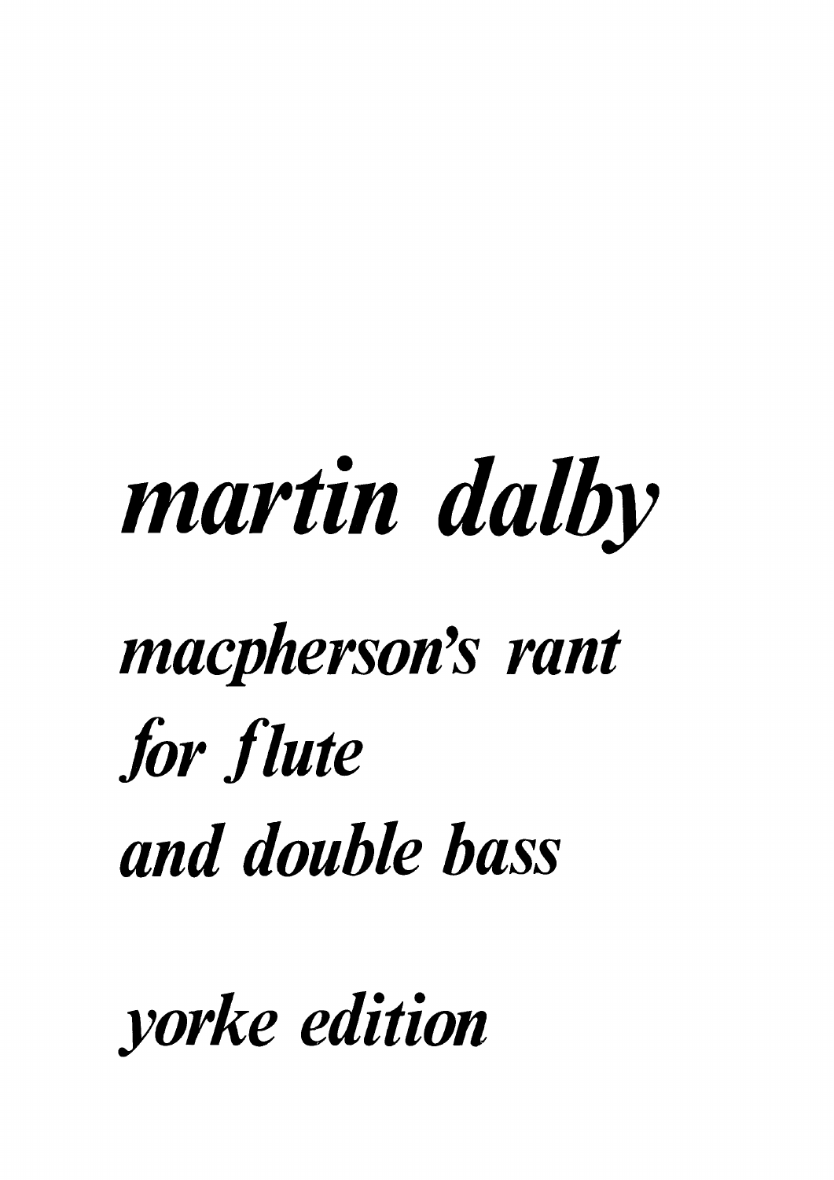# *martin dalby*

## *macpherson's rant*
## *for flute*
## *and double bass*

*yorke edition*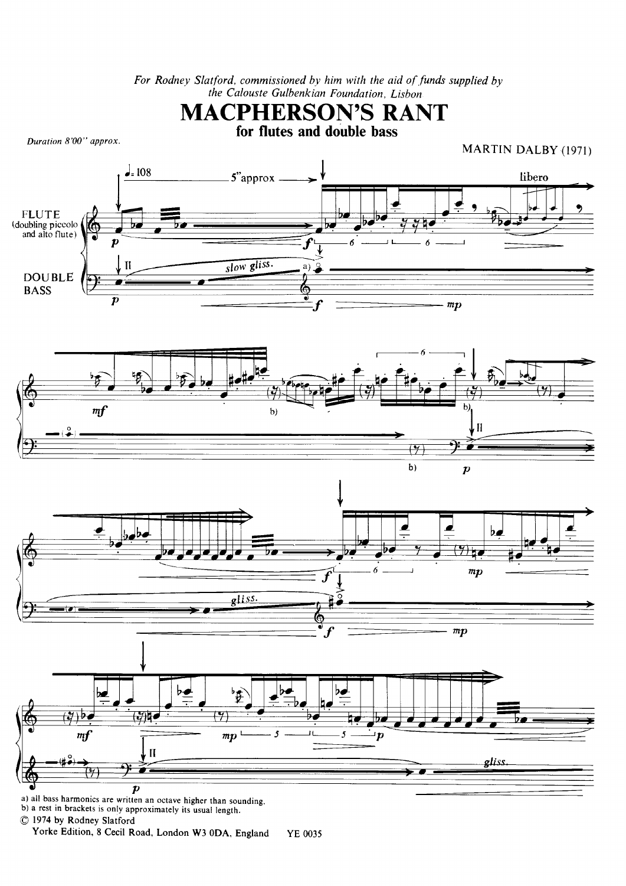*For Rodney Slatford, commissioned by him with the aid of funds supplied by the Calouste Gulbenkian Foundation, Lisbon*

# MACPHERSON'S RANT

## for flutes and double bass

*Duration 8'00" approx.*

MARTIN DALBY (1971)

a) all bass harmonics are written an octave higher than sounding.
b) a rest in brackets is only approximately its usual length.

© 1974 by Rodney Slatford
Yorke Edition, 8 Cecil Road, London W3 0DA, England YE 0035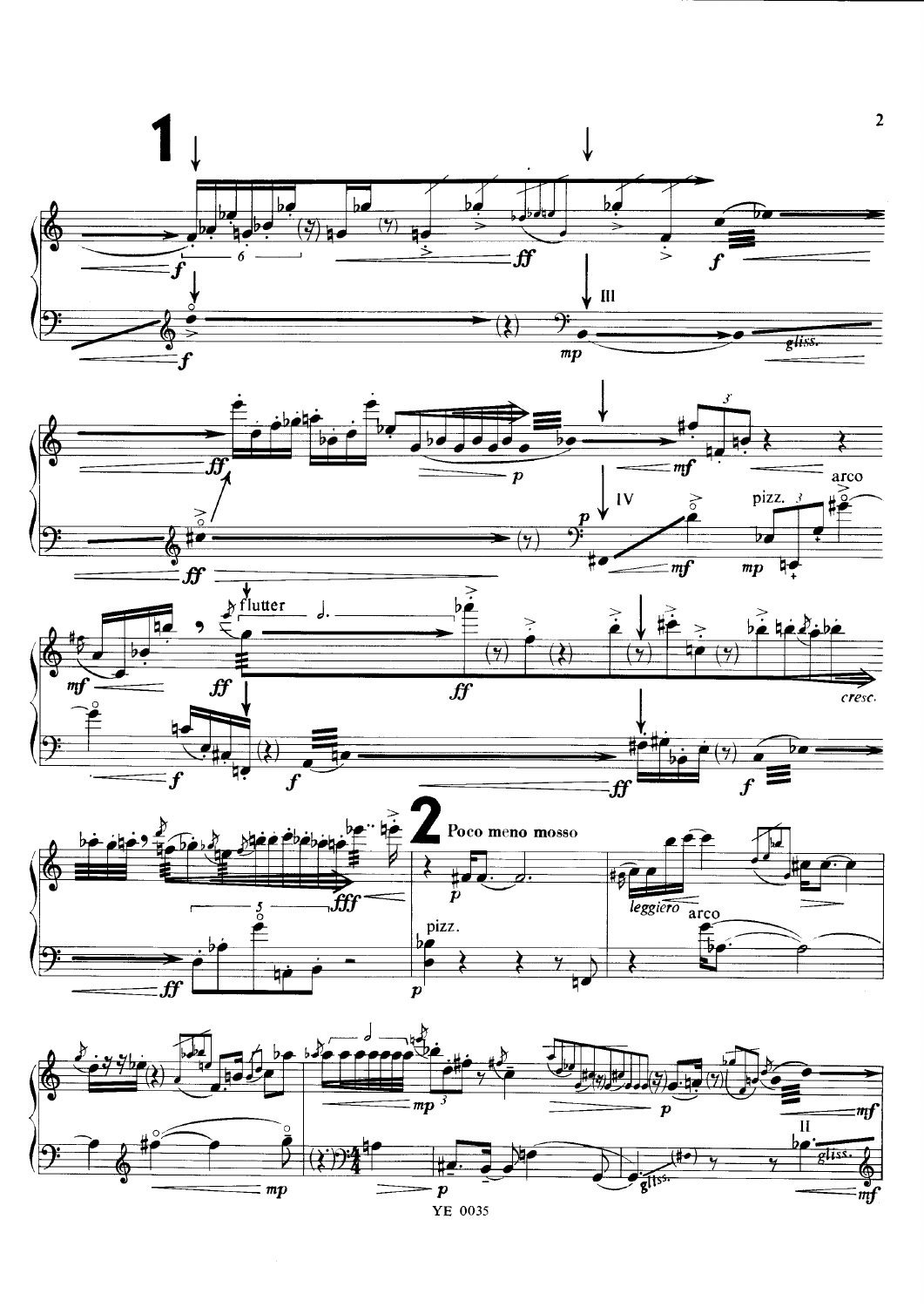**1**

**2** **Poco meno mosso**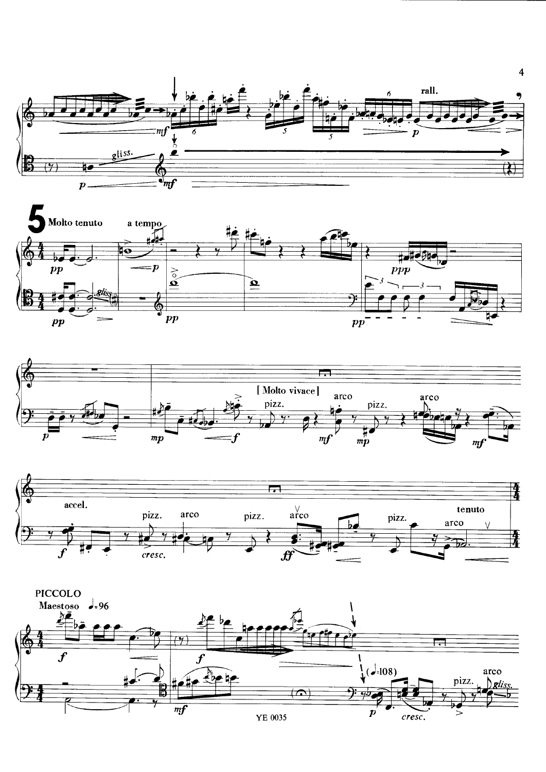rall.

gliss.

**5** Molto tenuto

a tempo

gliss.

[ Molto vivace ]

pizz. arco pizz. arco

accel.

pizz. arco pizz. arco pizz.

tenuto

arco

PICCOLO

Maestoso ♩=96

(♩=108)

pizz. arco

gliss.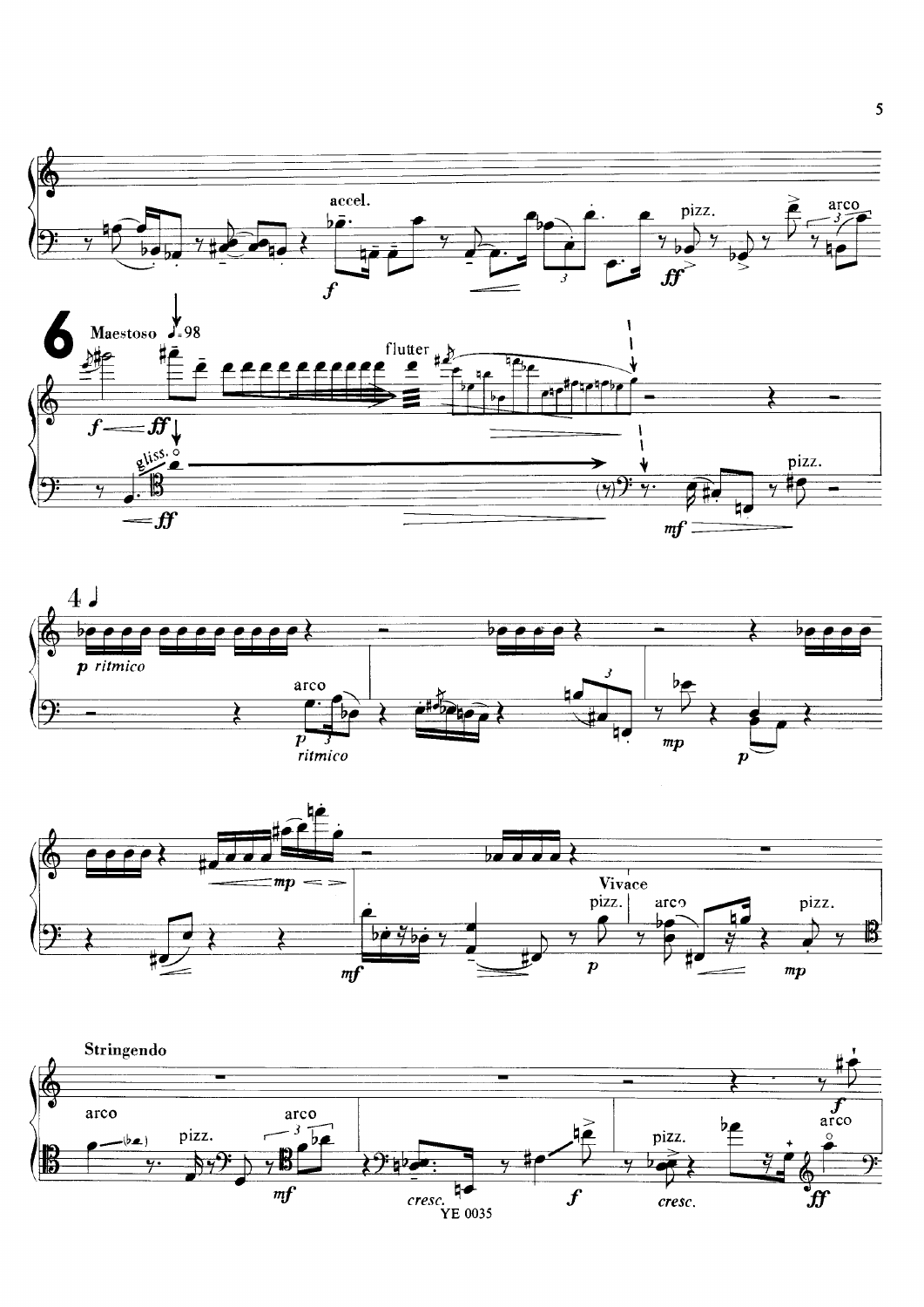accel.

pizz. arco

**6** Maestoso ♩=98

flutter

gliss.

pizz.

*f* — *ff*

*ff*

*mf*

4 ♩

*p ritmico*

arco

*p ritmico*

*mp*

*p*

*mp*

*mf*

Vivace

pizz. arco pizz.

*p*

*mp*

Stringendo

arco pizz. arco

*mf*

*cresc.*

*f*

pizz.

*cresc.*

*f*

arco

*ff*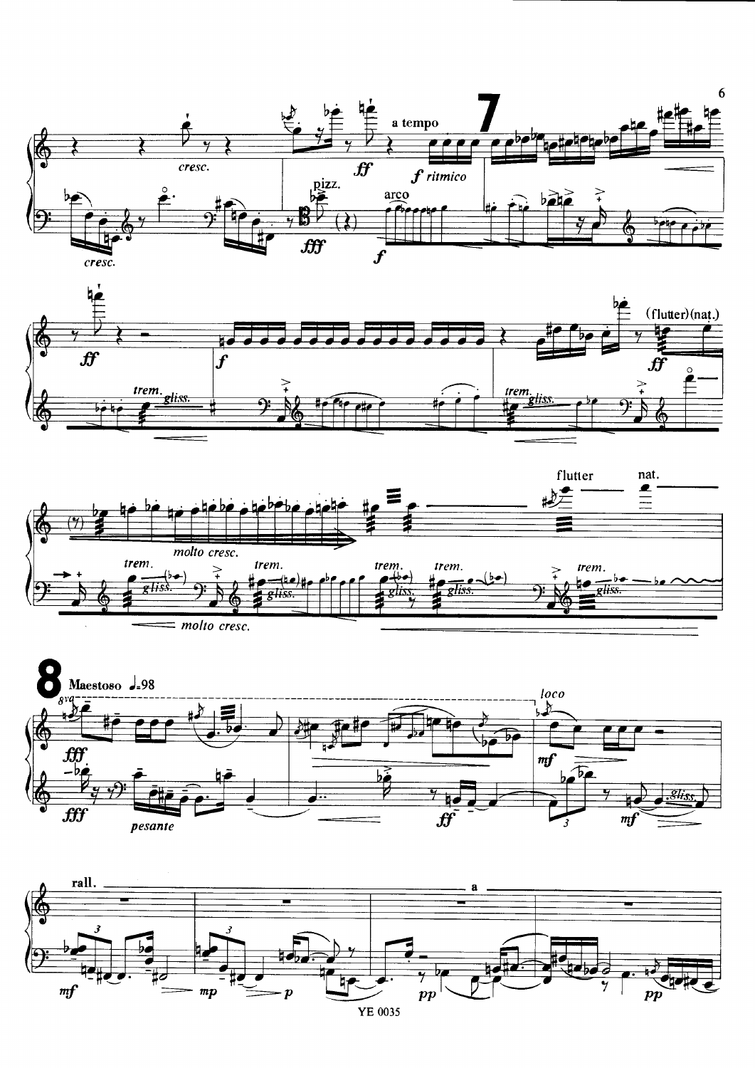**7**

a tempo

**8** Maestoso ♩.=98

rall. — a —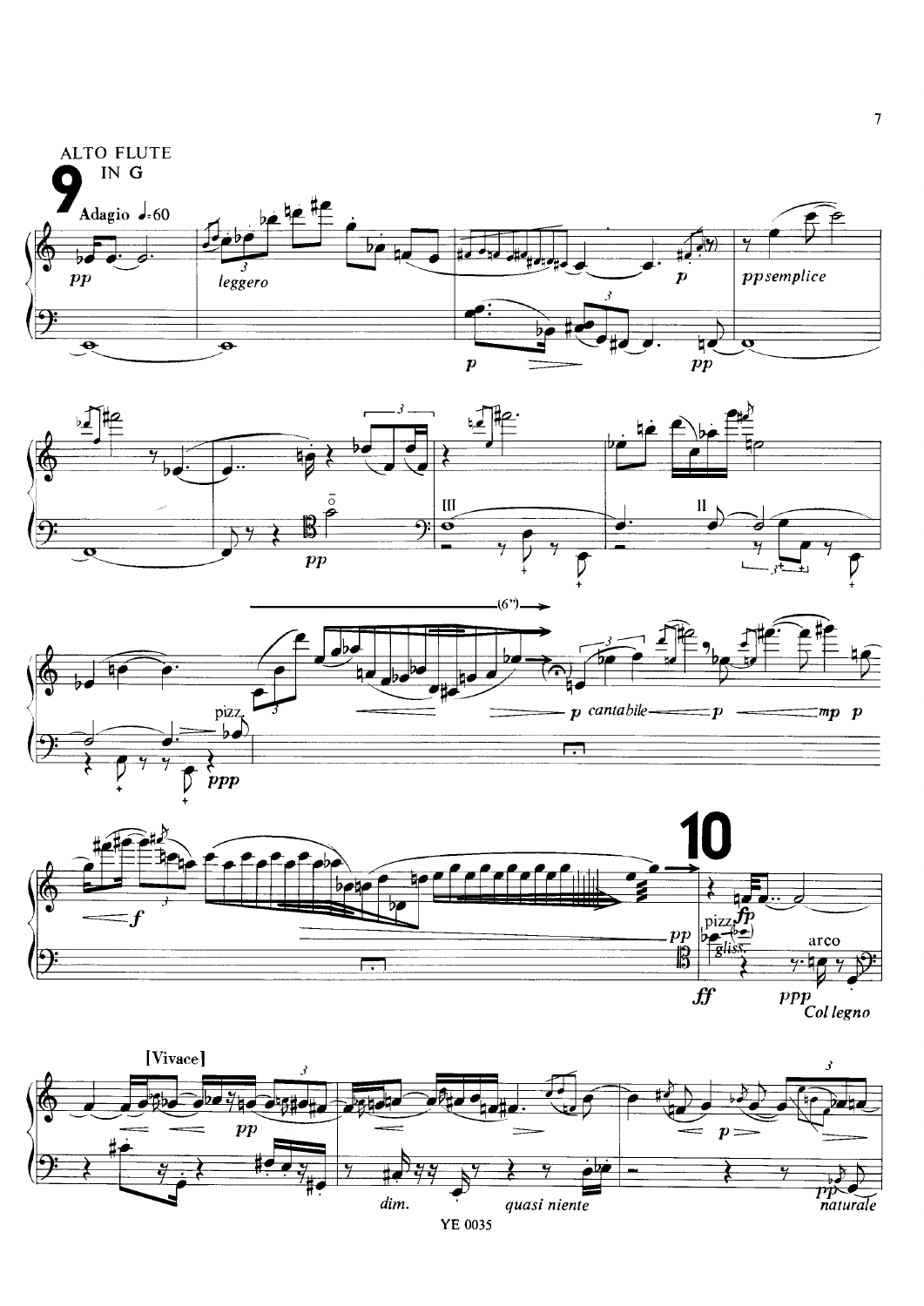ALTO FLUTE IN G

**9**

Adagio ♩=60

pp

leggero

p

pp

p

pp semplice

pp

III

II

(6")

pizz.

ppp

p cantabile

p

mp p

f

pp

**10**

pizz.

fp

gliss.

ff

arco

ppp

Col legno

[Vivace]

pp

p

dim.

quasi niente

pp

naturale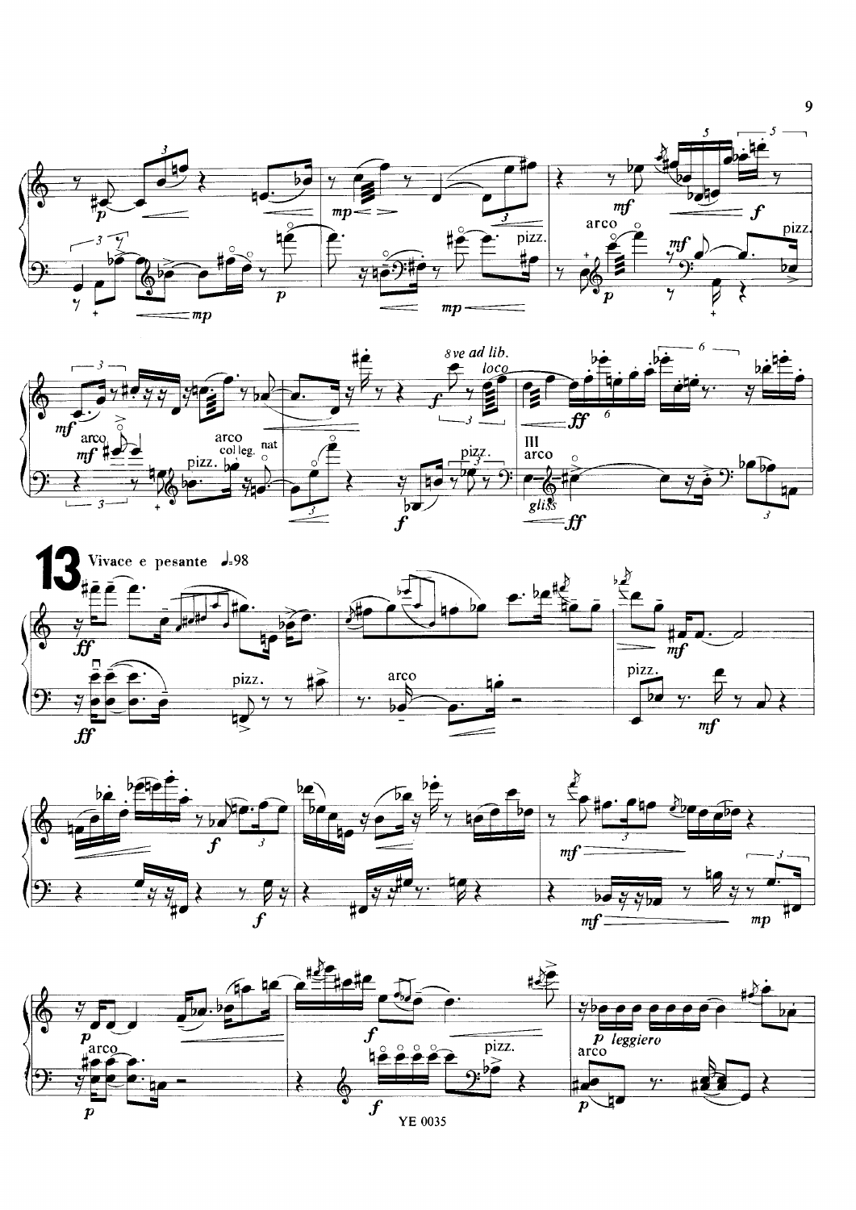**13** Vivace e pesante ♩.=98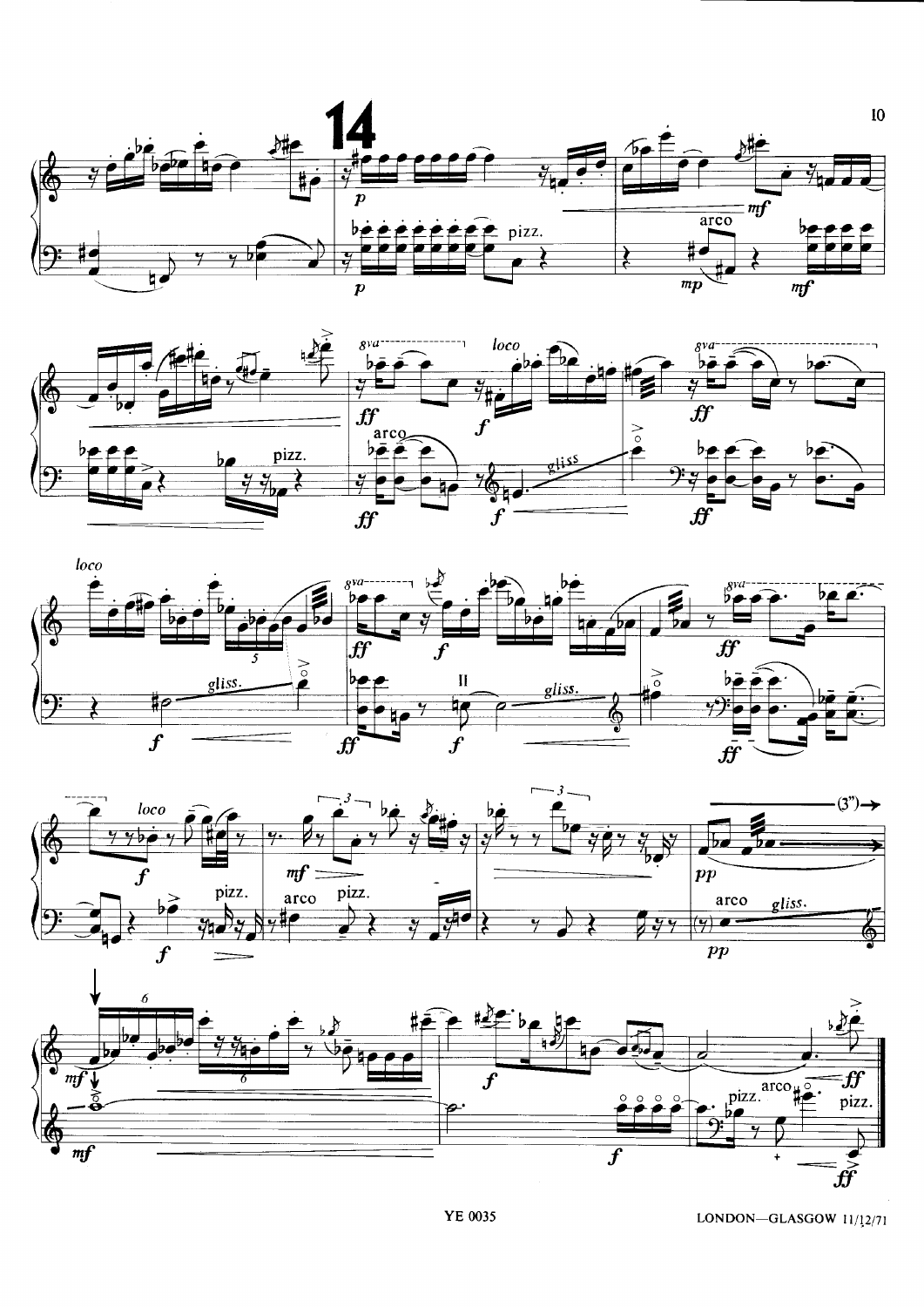LONDON—GLASGOW 11/12/71